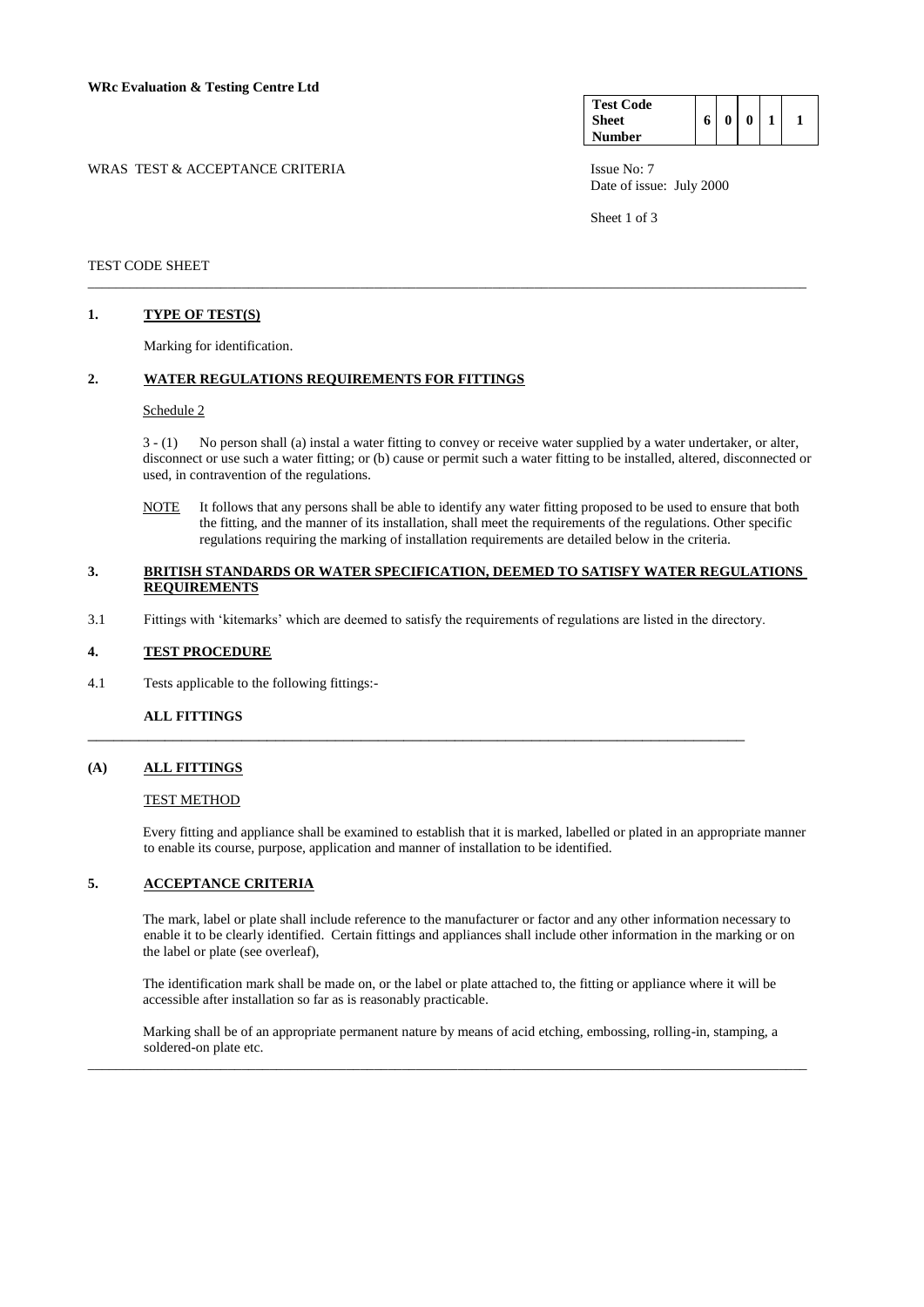**WRc Evaluation & Testing Centre Ltd**

| Test Code Sheet Number | 6 | 0 | 0 | 1 | 1 |
|---|---|---|---|---|---|

WRAS TEST & ACCEPTANCE CRITERIA

Issue No: 7
Date of issue: July 2000

TEST CODE SHEET

## 1. TYPE OF TEST(S)

Marking for identification.

## 2. WATER REGULATIONS REQUIREMENTS FOR FITTINGS

Schedule 2

3 - (1) No person shall (a) instal a water fitting to convey or receive water supplied by a water undertaker, or alter, disconnect or use such a water fitting; or (b) cause or permit such a water fitting to be installed, altered, disconnected or used, in contravention of the regulations.

NOTE It follows that any persons shall be able to identify any water fitting proposed to be used to ensure that both the fitting, and the manner of its installation, shall meet the requirements of the regulations. Other specific regulations requiring the marking of installation requirements are detailed below in the criteria.

## 3. BRITISH STANDARDS OR WATER SPECIFICATION, DEEMED TO SATISFY WATER REGULATIONS REQUIREMENTS

3.1 Fittings with 'kitemarks' which are deemed to satisfy the requirements of regulations are listed in the directory.

## 4. TEST PROCEDURE

4.1 Tests applicable to the following fittings:-

**ALL FITTINGS**

### (A) ALL FITTINGS

TEST METHOD

Every fitting and appliance shall be examined to establish that it is marked, labelled or plated in an appropriate manner to enable its course, purpose, application and manner of installation to be identified.

## 5. ACCEPTANCE CRITERIA

The mark, label or plate shall include reference to the manufacturer or factor and any other information necessary to enable it to be clearly identified. Certain fittings and appliances shall include other information in the marking or on the label or plate (see overleaf),

The identification mark shall be made on, or the label or plate attached to, the fitting or appliance where it will be accessible after installation so far as is reasonably practicable.

Marking shall be of an appropriate permanent nature by means of acid etching, embossing, rolling-in, stamping, a soldered-on plate etc.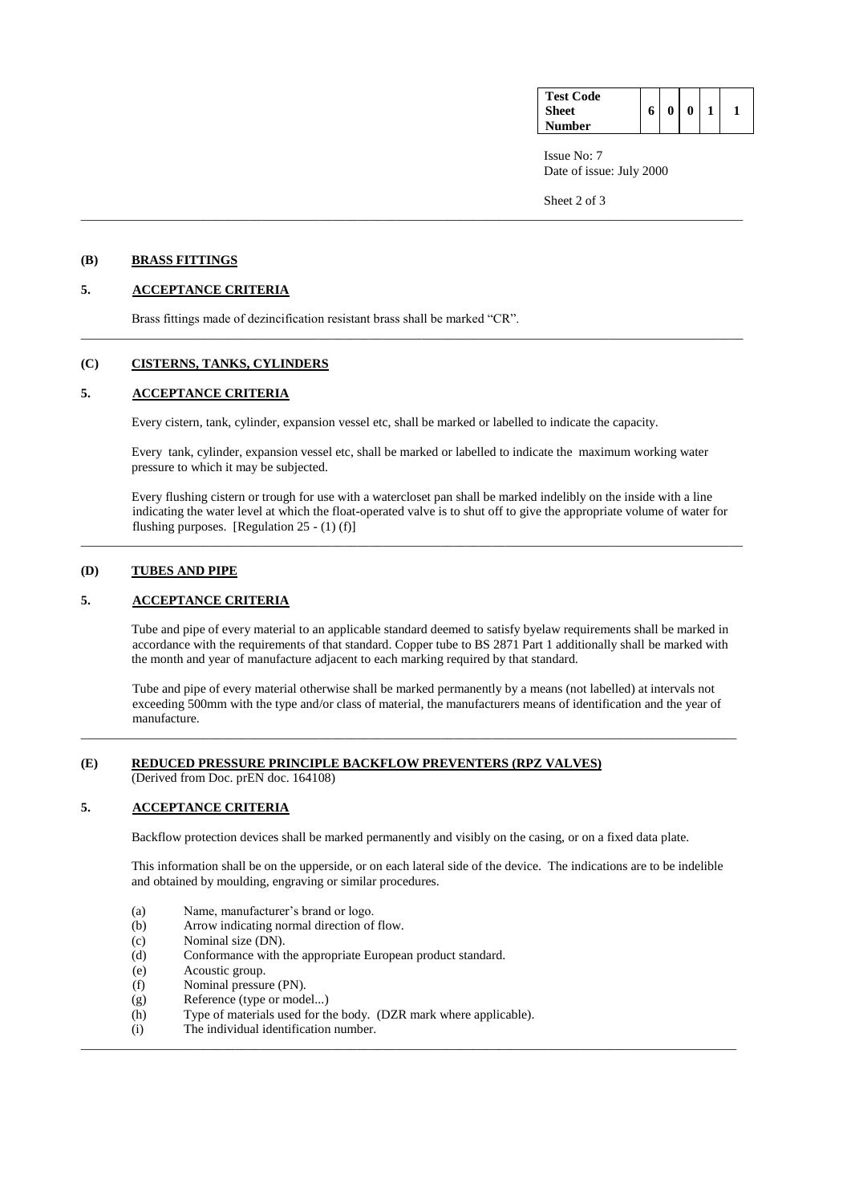| Test Code Sheet Number | 6 | 0 | 0 | 1 | 1 |
|---|---|---|---|---|---|

Issue No: 7
Date of issue: July 2000

---

## (B) BRASS FITTINGS

### 5. ACCEPTANCE CRITERIA

Brass fittings made of dezincification resistant brass shall be marked "CR".

---

## (C) CISTERNS, TANKS, CYLINDERS

### 5. ACCEPTANCE CRITERIA

Every cistern, tank, cylinder, expansion vessel etc, shall be marked or labelled to indicate the capacity.

Every tank, cylinder, expansion vessel etc, shall be marked or labelled to indicate the maximum working water pressure to which it may be subjected.

Every flushing cistern or trough for use with a watercloset pan shall be marked indelibly on the inside with a line indicating the water level at which the float-operated valve is to shut off to give the appropriate volume of water for flushing purposes. [Regulation 25 - (1) (f)]

---

## (D) TUBES AND PIPE

### 5. ACCEPTANCE CRITERIA

Tube and pipe of every material to an applicable standard deemed to satisfy byelaw requirements shall be marked in accordance with the requirements of that standard. Copper tube to BS 2871 Part 1 additionally shall be marked with the month and year of manufacture adjacent to each marking required by that standard.

Tube and pipe of every material otherwise shall be marked permanently by a means (not labelled) at intervals not exceeding 500mm with the type and/or class of material, the manufacturers means of identification and the year of manufacture.

---

## (E) REDUCED PRESSURE PRINCIPLE BACKFLOW PREVENTERS (RPZ VALVES)

(Derived from Doc. prEN doc. 164108)

### 5. ACCEPTANCE CRITERIA

Backflow protection devices shall be marked permanently and visibly on the casing, or on a fixed data plate.

This information shall be on the upperside, or on each lateral side of the device. The indications are to be indelible and obtained by moulding, engraving or similar procedures.

(a) Name, manufacturer's brand or logo.
(b) Arrow indicating normal direction of flow.
(c) Nominal size (DN).
(d) Conformance with the appropriate European product standard.
(e) Acoustic group.
(f) Nominal pressure (PN).
(g) Reference (type or model...)
(h) Type of materials used for the body. (DZR mark where applicable).
(i) The individual identification number.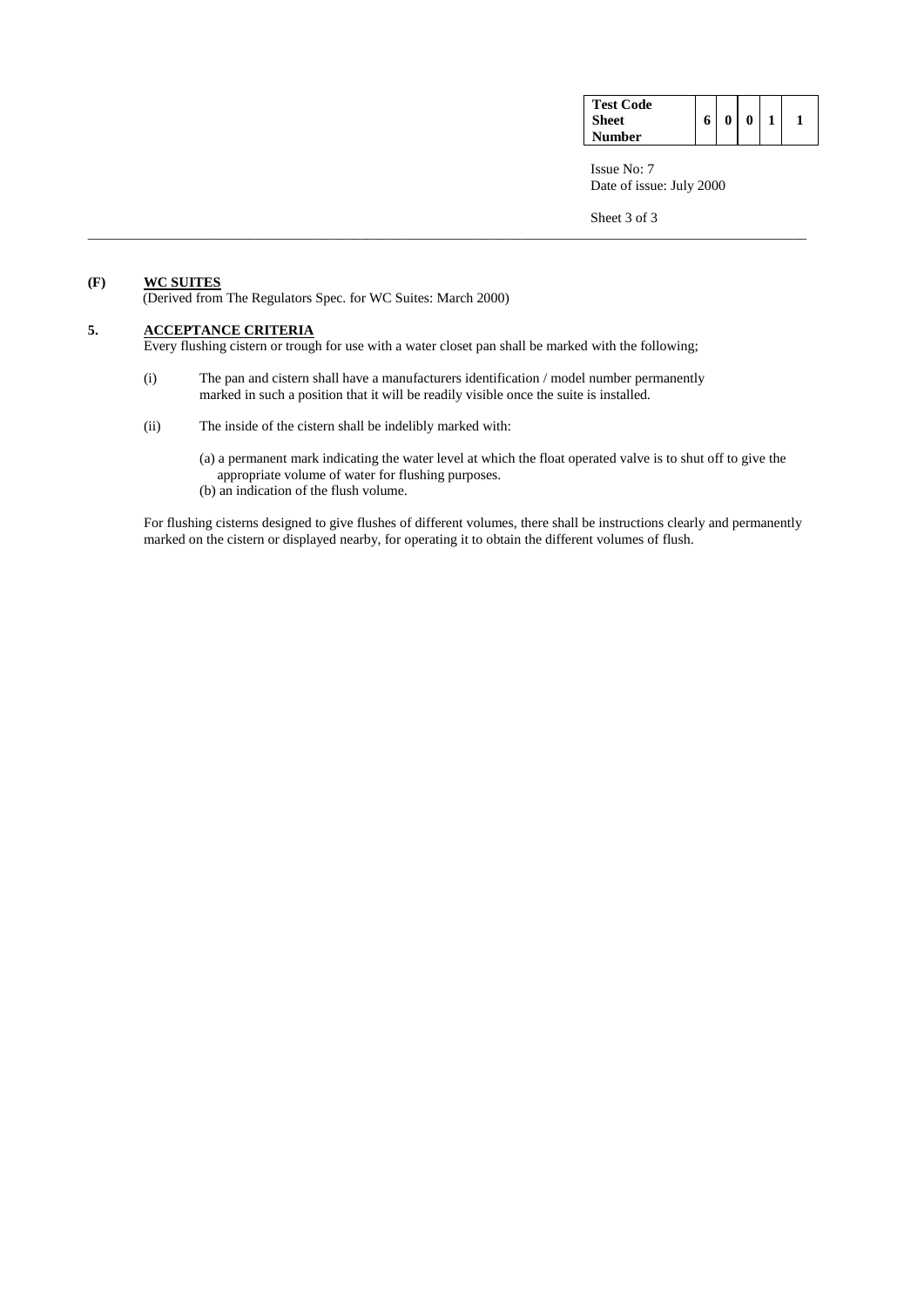| | | | | | |
|---|---|---|---|---|---|
| **Test Code Sheet Number** | **6** | **0** | **0** | **1** | **1** |

Issue No: 7
Date of issue: July 2000

## (F) WC SUITES

(Derived from The Regulators Spec. for WC Suites: March 2000)

## 5. ACCEPTANCE CRITERIA

Every flushing cistern or trough for use with a water closet pan shall be marked with the following;

(i) The pan and cistern shall have a manufacturers identification / model number permanently marked in such a position that it will be readily visible once the suite is installed.

(ii) The inside of the cistern shall be indelibly marked with:

(a) a permanent mark indicating the water level at which the float operated valve is to shut off to give the appropriate volume of water for flushing purposes.
(b) an indication of the flush volume.

For flushing cisterns designed to give flushes of different volumes, there shall be instructions clearly and permanently marked on the cistern or displayed nearby, for operating it to obtain the different volumes of flush.